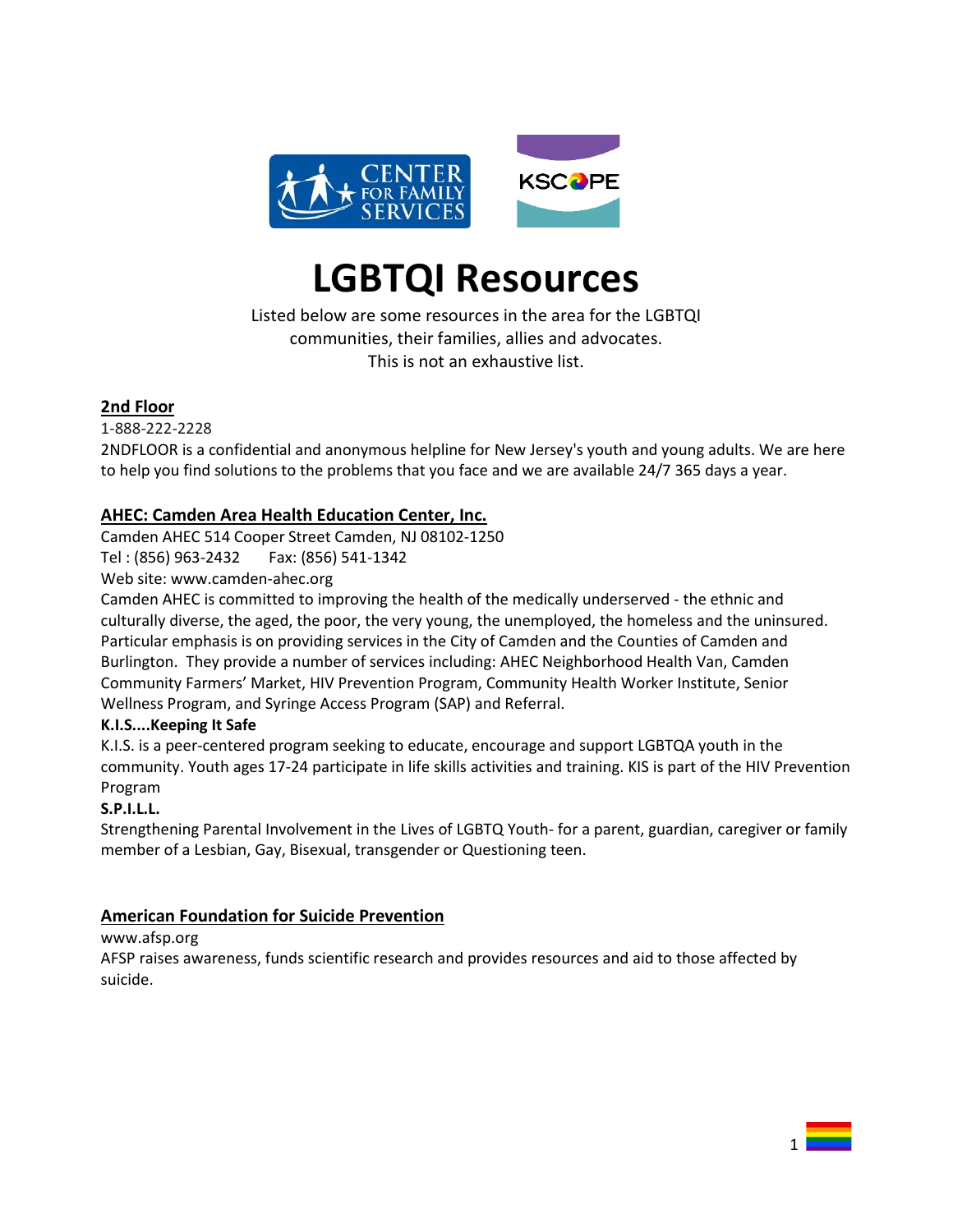# LGBTQI Resources

Listed below are some resources in the area for the LGBTQI communities, their families, allies and advocates.
This is not an exhaustive list.

## 2nd Floor

1-888-222-2228

2NDFLOOR is a confidential and anonymous helpline for New Jersey's youth and young adults. We are here to help you find solutions to the problems that you face and we are available 24/7 365 days a year.

## AHEC: Camden Area Health Education Center, Inc.

Camden AHEC 514 Cooper Street Camden, NJ 08102-1250

Tel : (856) 963-2432 Fax: (856) 541-1342

Web site: www.camden-ahec.org

Camden AHEC is committed to improving the health of the medically underserved - the ethnic and culturally diverse, the aged, the poor, the very young, the unemployed, the homeless and the uninsured. Particular emphasis is on providing services in the City of Camden and the Counties of Camden and Burlington. They provide a number of services including: AHEC Neighborhood Health Van, Camden Community Farmers' Market, HIV Prevention Program, Community Health Worker Institute, Senior Wellness Program, and Syringe Access Program (SAP) and Referral.

**K.I.S....Keeping It Safe**

K.I.S. is a peer-centered program seeking to educate, encourage and support LGBTQA youth in the community. Youth ages 17-24 participate in life skills activities and training. KIS is part of the HIV Prevention Program

**S.P.I.L.L.**

Strengthening Parental Involvement in the Lives of LGBTQ Youth- for a parent, guardian, caregiver or family member of a Lesbian, Gay, Bisexual, transgender or Questioning teen.

## American Foundation for Suicide Prevention

www.afsp.org

AFSP raises awareness, funds scientific research and provides resources and aid to those affected by suicide.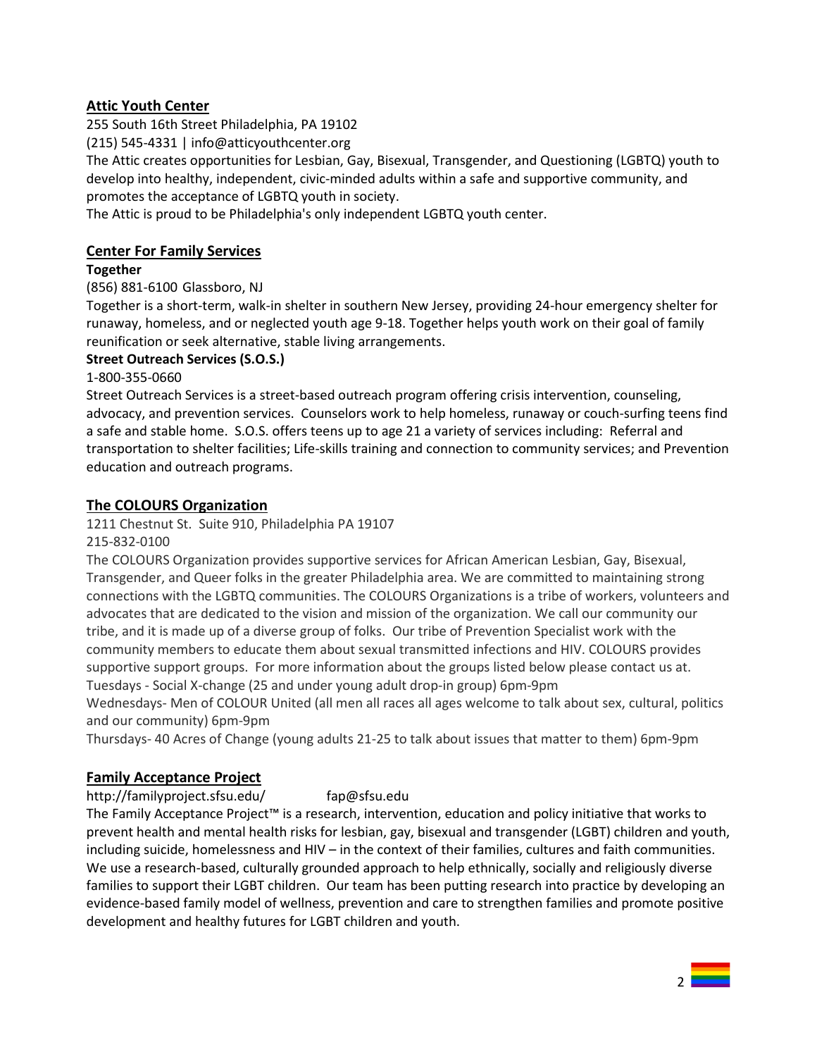## Attic Youth Center

255 South 16th Street Philadelphia, PA 19102
(215) 545-4331 | info@atticyouthcenter.org
The Attic creates opportunities for Lesbian, Gay, Bisexual, Transgender, and Questioning (LGBTQ) youth to develop into healthy, independent, civic-minded adults within a safe and supportive community, and promotes the acceptance of LGBTQ youth in society.
The Attic is proud to be Philadelphia's only independent LGBTQ youth center.

## Center For Family Services

**Together**

(856) 881-6100 Glassboro, NJ
Together is a short-term, walk-in shelter in southern New Jersey, providing 24-hour emergency shelter for runaway, homeless, and or neglected youth age 9-18. Together helps youth work on their goal of family reunification or seek alternative, stable living arrangements.

**Street Outreach Services (S.O.S.)**

1-800-355-0660
Street Outreach Services is a street-based outreach program offering crisis intervention, counseling, advocacy, and prevention services. Counselors work to help homeless, runaway or couch-surfing teens find a safe and stable home. S.O.S. offers teens up to age 21 a variety of services including: Referral and transportation to shelter facilities; Life-skills training and connection to community services; and Prevention education and outreach programs.

## The COLOURS Organization

1211 Chestnut St. Suite 910, Philadelphia PA 19107
215-832-0100
The COLOURS Organization provides supportive services for African American Lesbian, Gay, Bisexual, Transgender, and Queer folks in the greater Philadelphia area. We are committed to maintaining strong connections with the LGBTQ communities. The COLOURS Organizations is a tribe of workers, volunteers and advocates that are dedicated to the vision and mission of the organization. We call our community our tribe, and it is made up of a diverse group of folks. Our tribe of Prevention Specialist work with the community members to educate them about sexual transmitted infections and HIV. COLOURS provides supportive support groups. For more information about the groups listed below please contact us at.
Tuesdays - Social X-change (25 and under young adult drop-in group) 6pm-9pm
Wednesdays- Men of COLOUR United (all men all races all ages welcome to talk about sex, cultural, politics and our community) 6pm-9pm
Thursdays- 40 Acres of Change (young adults 21-25 to talk about issues that matter to them) 6pm-9pm

## Family Acceptance Project

http://familyproject.sfsu.edu/ fap@sfsu.edu
The Family Acceptance Project™ is a research, intervention, education and policy initiative that works to prevent health and mental health risks for lesbian, gay, bisexual and transgender (LGBT) children and youth, including suicide, homelessness and HIV – in the context of their families, cultures and faith communities. We use a research-based, culturally grounded approach to help ethnically, socially and religiously diverse families to support their LGBT children. Our team has been putting research into practice by developing an evidence-based family model of wellness, prevention and care to strengthen families and promote positive development and healthy futures for LGBT children and youth.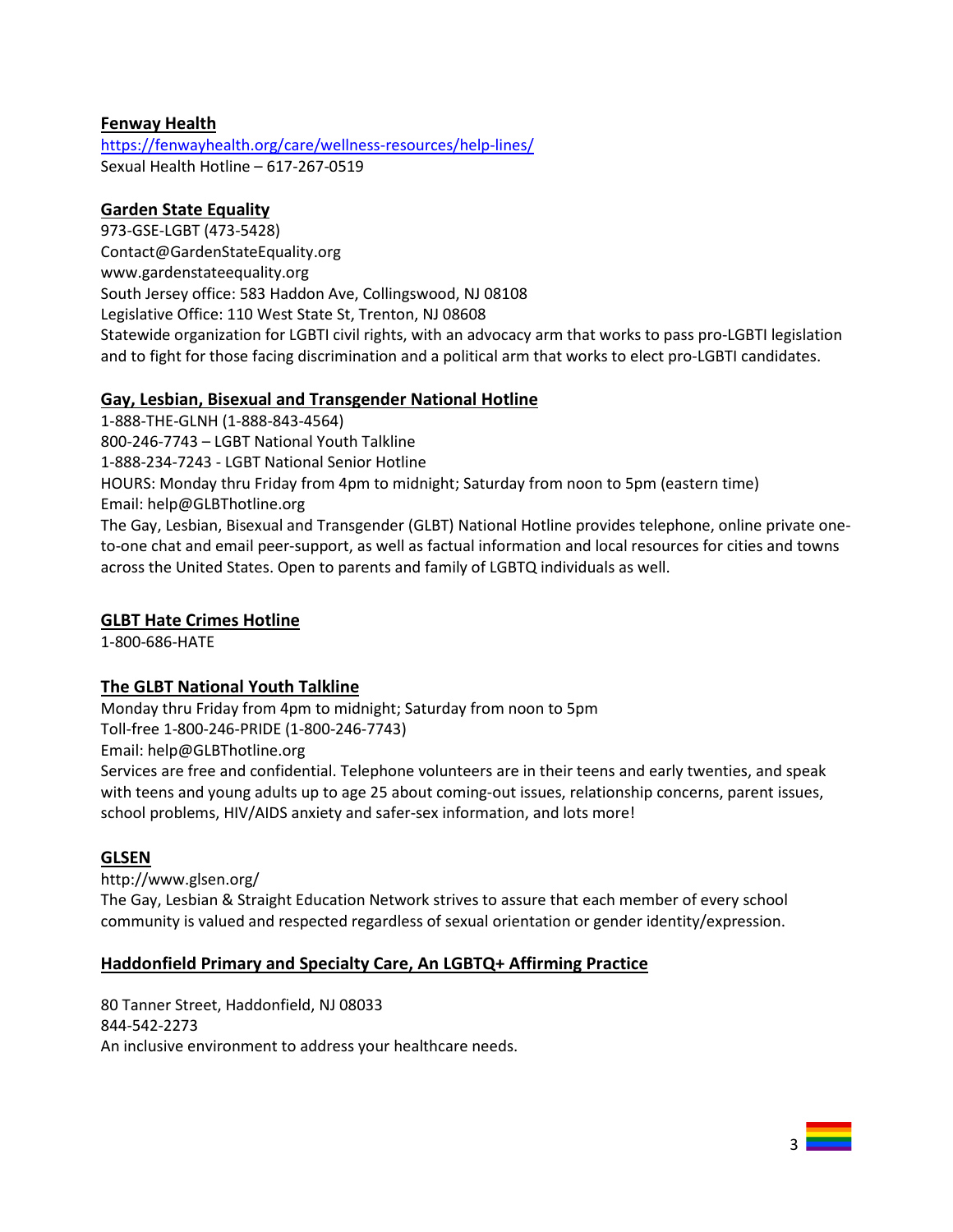**Fenway Health**

https://fenwayhealth.org/care/wellness-resources/help-lines/
Sexual Health Hotline – 617-267-0519

**Garden State Equality**

973-GSE-LGBT (473-5428)
Contact@GardenStateEquality.org
www.gardenstateequality.org
South Jersey office: 583 Haddon Ave, Collingswood, NJ 08108
Legislative Office: 110 West State St, Trenton, NJ 08608
Statewide organization for LGBTI civil rights, with an advocacy arm that works to pass pro-LGBTI legislation and to fight for those facing discrimination and a political arm that works to elect pro-LGBTI candidates.

**Gay, Lesbian, Bisexual and Transgender National Hotline**

1-888-THE-GLNH (1-888-843-4564)
800-246-7743 – LGBT National Youth Talkline
1-888-234-7243 - LGBT National Senior Hotline
HOURS: Monday thru Friday from 4pm to midnight; Saturday from noon to 5pm (eastern time)
Email: help@GLBThotline.org
The Gay, Lesbian, Bisexual and Transgender (GLBT) National Hotline provides telephone, online private one-to-one chat and email peer-support, as well as factual information and local resources for cities and towns across the United States. Open to parents and family of LGBTQ individuals as well.

**GLBT Hate Crimes Hotline**

1-800-686-HATE

**The GLBT National Youth Talkline**

Monday thru Friday from 4pm to midnight; Saturday from noon to 5pm
Toll-free 1-800-246-PRIDE (1-800-246-7743)
Email: help@GLBThotline.org
Services are free and confidential. Telephone volunteers are in their teens and early twenties, and speak with teens and young adults up to age 25 about coming-out issues, relationship concerns, parent issues, school problems, HIV/AIDS anxiety and safer-sex information, and lots more!

**GLSEN**

http://www.glsen.org/
The Gay, Lesbian & Straight Education Network strives to assure that each member of every school community is valued and respected regardless of sexual orientation or gender identity/expression.

**Haddonfield Primary and Specialty Care, An LGBTQ+ Affirming Practice**

80 Tanner Street, Haddonfield, NJ 08033
844-542-2273
An inclusive environment to address your healthcare needs.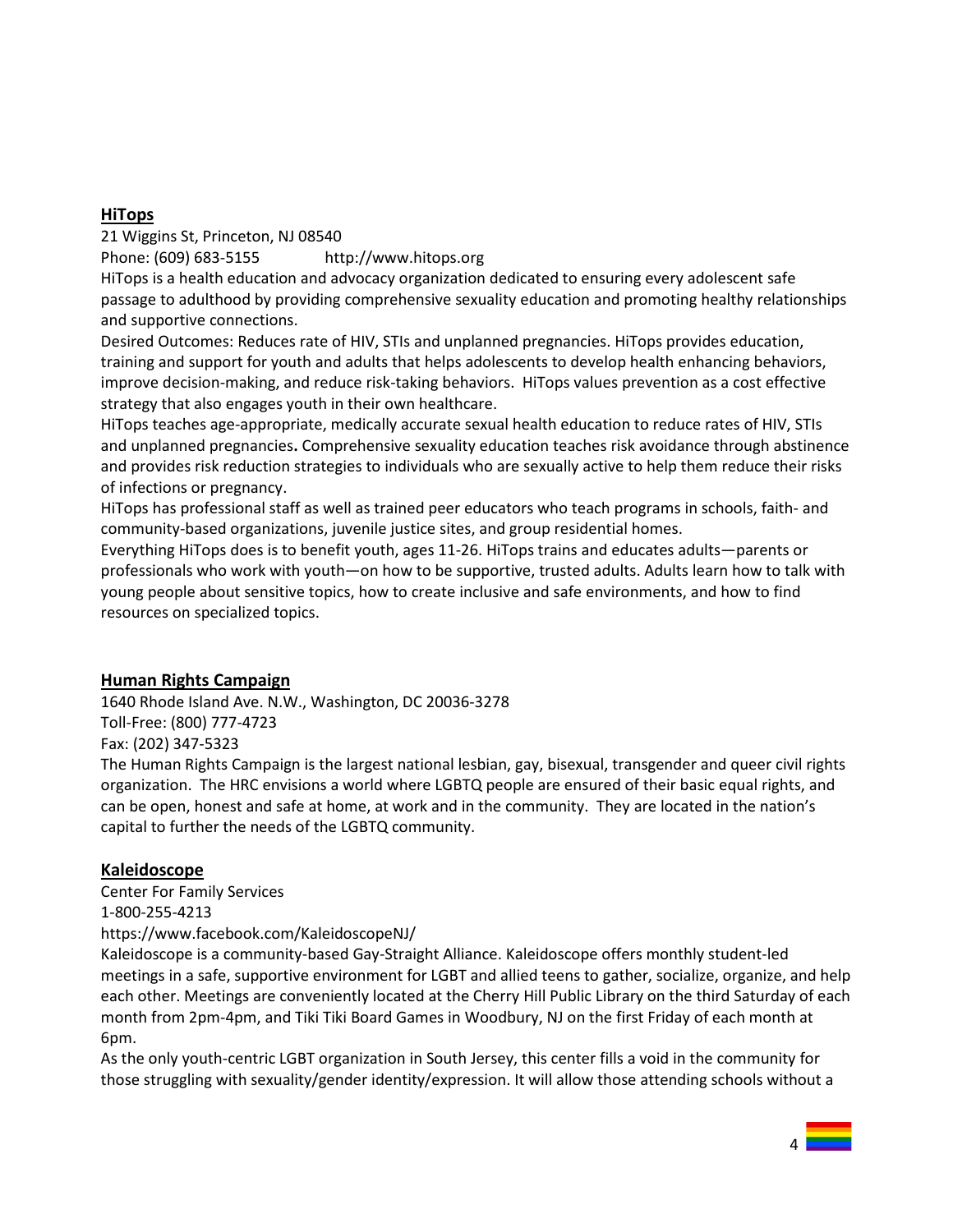## HiTops

21 Wiggins St, Princeton, NJ 08540

Phone: (609) 683-5155 http://www.hitops.org

HiTops is a health education and advocacy organization dedicated to ensuring every adolescent safe passage to adulthood by providing comprehensive sexuality education and promoting healthy relationships and supportive connections.

Desired Outcomes: Reduces rate of HIV, STIs and unplanned pregnancies. HiTops provides education, training and support for youth and adults that helps adolescents to develop health enhancing behaviors, improve decision-making, and reduce risk-taking behaviors. HiTops values prevention as a cost effective strategy that also engages youth in their own healthcare.

HiTops teaches age-appropriate, medically accurate sexual health education to reduce rates of HIV, STIs and unplanned pregnancies**.** Comprehensive sexuality education teaches risk avoidance through abstinence and provides risk reduction strategies to individuals who are sexually active to help them reduce their risks of infections or pregnancy.

HiTops has professional staff as well as trained peer educators who teach programs in schools, faith- and community-based organizations, juvenile justice sites, and group residential homes.

Everything HiTops does is to benefit youth, ages 11-26. HiTops trains and educates adults—parents or professionals who work with youth—on how to be supportive, trusted adults. Adults learn how to talk with young people about sensitive topics, how to create inclusive and safe environments, and how to find resources on specialized topics.

## Human Rights Campaign

1640 Rhode Island Ave. N.W., Washington, DC 20036-3278

Toll-Free: (800) 777-4723

Fax: (202) 347-5323

The Human Rights Campaign is the largest national lesbian, gay, bisexual, transgender and queer civil rights organization. The HRC envisions a world where LGBTQ people are ensured of their basic equal rights, and can be open, honest and safe at home, at work and in the community. They are located in the nation's capital to further the needs of the LGBTQ community.

## Kaleidoscope

Center For Family Services

1-800-255-4213

https://www.facebook.com/KaleidoscopeNJ/

Kaleidoscope is a community-based Gay-Straight Alliance. Kaleidoscope offers monthly student-led meetings in a safe, supportive environment for LGBT and allied teens to gather, socialize, organize, and help each other. Meetings are conveniently located at the Cherry Hill Public Library on the third Saturday of each month from 2pm-4pm, and Tiki Tiki Board Games in Woodbury, NJ on the first Friday of each month at 6pm.

As the only youth-centric LGBT organization in South Jersey, this center fills a void in the community for those struggling with sexuality/gender identity/expression. It will allow those attending schools without a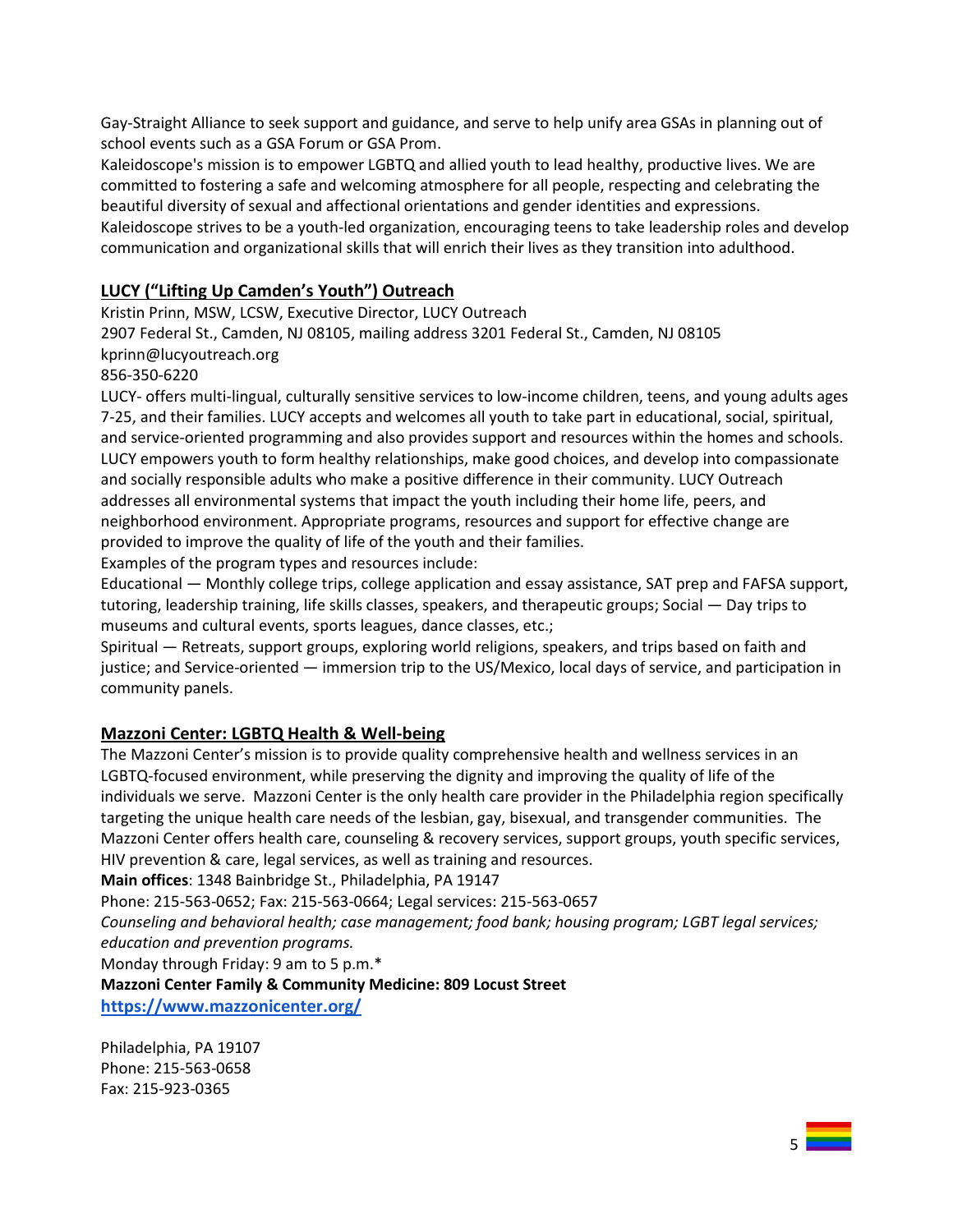Gay-Straight Alliance to seek support and guidance, and serve to help unify area GSAs in planning out of school events such as a GSA Forum or GSA Prom.

Kaleidoscope's mission is to empower LGBTQ and allied youth to lead healthy, productive lives. We are committed to fostering a safe and welcoming atmosphere for all people, respecting and celebrating the beautiful diversity of sexual and affectional orientations and gender identities and expressions.

Kaleidoscope strives to be a youth-led organization, encouraging teens to take leadership roles and develop communication and organizational skills that will enrich their lives as they transition into adulthood.

## LUCY ("Lifting Up Camden's Youth") Outreach

Kristin Prinn, MSW, LCSW, Executive Director, LUCY Outreach
2907 Federal St., Camden, NJ 08105, mailing address 3201 Federal St., Camden, NJ 08105
kprinn@lucyoutreach.org
856-350-6220

LUCY- offers multi-lingual, culturally sensitive services to low-income children, teens, and young adults ages 7-25, and their families. LUCY accepts and welcomes all youth to take part in educational, social, spiritual, and service-oriented programming and also provides support and resources within the homes and schools. LUCY empowers youth to form healthy relationships, make good choices, and develop into compassionate and socially responsible adults who make a positive difference in their community. LUCY Outreach addresses all environmental systems that impact the youth including their home life, peers, and neighborhood environment. Appropriate programs, resources and support for effective change are provided to improve the quality of life of the youth and their families.

Examples of the program types and resources include:

Educational — Monthly college trips, college application and essay assistance, SAT prep and FAFSA support, tutoring, leadership training, life skills classes, speakers, and therapeutic groups; Social — Day trips to museums and cultural events, sports leagues, dance classes, etc.;

Spiritual — Retreats, support groups, exploring world religions, speakers, and trips based on faith and justice; and Service-oriented — immersion trip to the US/Mexico, local days of service, and participation in community panels.

## Mazzoni Center: LGBTQ Health & Well-being

The Mazzoni Center's mission is to provide quality comprehensive health and wellness services in an LGBTQ-focused environment, while preserving the dignity and improving the quality of life of the individuals we serve. Mazzoni Center is the only health care provider in the Philadelphia region specifically targeting the unique health care needs of the lesbian, gay, bisexual, and transgender communities. The Mazzoni Center offers health care, counseling & recovery services, support groups, youth specific services, HIV prevention & care, legal services, as well as training and resources.

**Main offices**: 1348 Bainbridge St., Philadelphia, PA 19147
Phone: 215-563-0652; Fax: 215-563-0664; Legal services: 215-563-0657

*Counseling and behavioral health; case management; food bank; housing program; LGBT legal services; education and prevention programs.*

Monday through Friday: 9 am to 5 p.m.*

**Mazzoni Center Family & Community Medicine: 809 Locust Street**
**https://www.mazzonicenter.org/**

Philadelphia, PA 19107
Phone: 215-563-0658
Fax: 215-923-0365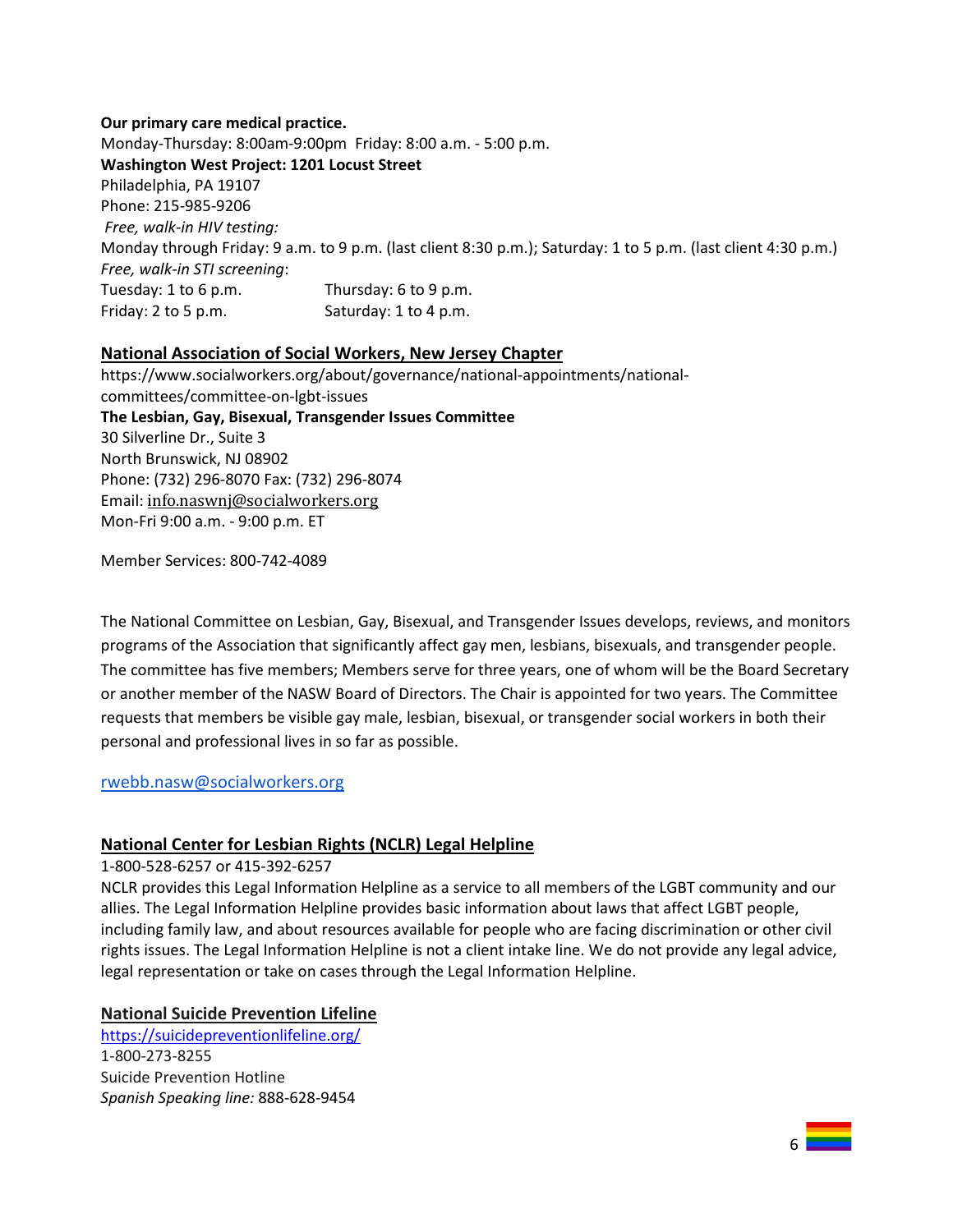**Our primary care medical practice.**
Monday-Thursday: 8:00am-9:00pm  Friday: 8:00 a.m. - 5:00 p.m.
**Washington West Project: 1201 Locust Street**
Philadelphia, PA 19107
Phone: 215-985-9206
*Free, walk-in HIV testing:*
Monday through Friday: 9 a.m. to 9 p.m. (last client 8:30 p.m.); Saturday: 1 to 5 p.m. (last client 4:30 p.m.)
*Free, walk-in STI screening*:
Tuesday: 1 to 6 p.m.   Thursday: 6 to 9 p.m.
Friday: 2 to 5 p.m.   Saturday: 1 to 4 p.m.

## National Association of Social Workers, New Jersey Chapter

https://www.socialworkers.org/about/governance/national-appointments/national-committees/committee-on-lgbt-issues
**The Lesbian, Gay, Bisexual, Transgender Issues Committee**
30 Silverline Dr., Suite 3
North Brunswick, NJ 08902
Phone: (732) 296-8070 Fax: (732) 296-8074
Email: info.naswnj@socialworkers.org
Mon-Fri 9:00 a.m. - 9:00 p.m. ET

Member Services: 800-742-4089

The National Committee on Lesbian, Gay, Bisexual, and Transgender Issues develops, reviews, and monitors programs of the Association that significantly affect gay men, lesbians, bisexuals, and transgender people. The committee has five members; Members serve for three years, one of whom will be the Board Secretary or another member of the NASW Board of Directors. The Chair is appointed for two years. The Committee requests that members be visible gay male, lesbian, bisexual, or transgender social workers in both their personal and professional lives in so far as possible.

rwebb.nasw@socialworkers.org

## National Center for Lesbian Rights (NCLR) Legal Helpline

1-800-528-6257 or 415-392-6257
NCLR provides this Legal Information Helpline as a service to all members of the LGBT community and our allies. The Legal Information Helpline provides basic information about laws that affect LGBT people, including family law, and about resources available for people who are facing discrimination or other civil rights issues. The Legal Information Helpline is not a client intake line. We do not provide any legal advice, legal representation or take on cases through the Legal Information Helpline.

## National Suicide Prevention Lifeline

https://suicidepreventionlifeline.org/
1-800-273-8255
Suicide Prevention Hotline
*Spanish Speaking line:* 888-628-9454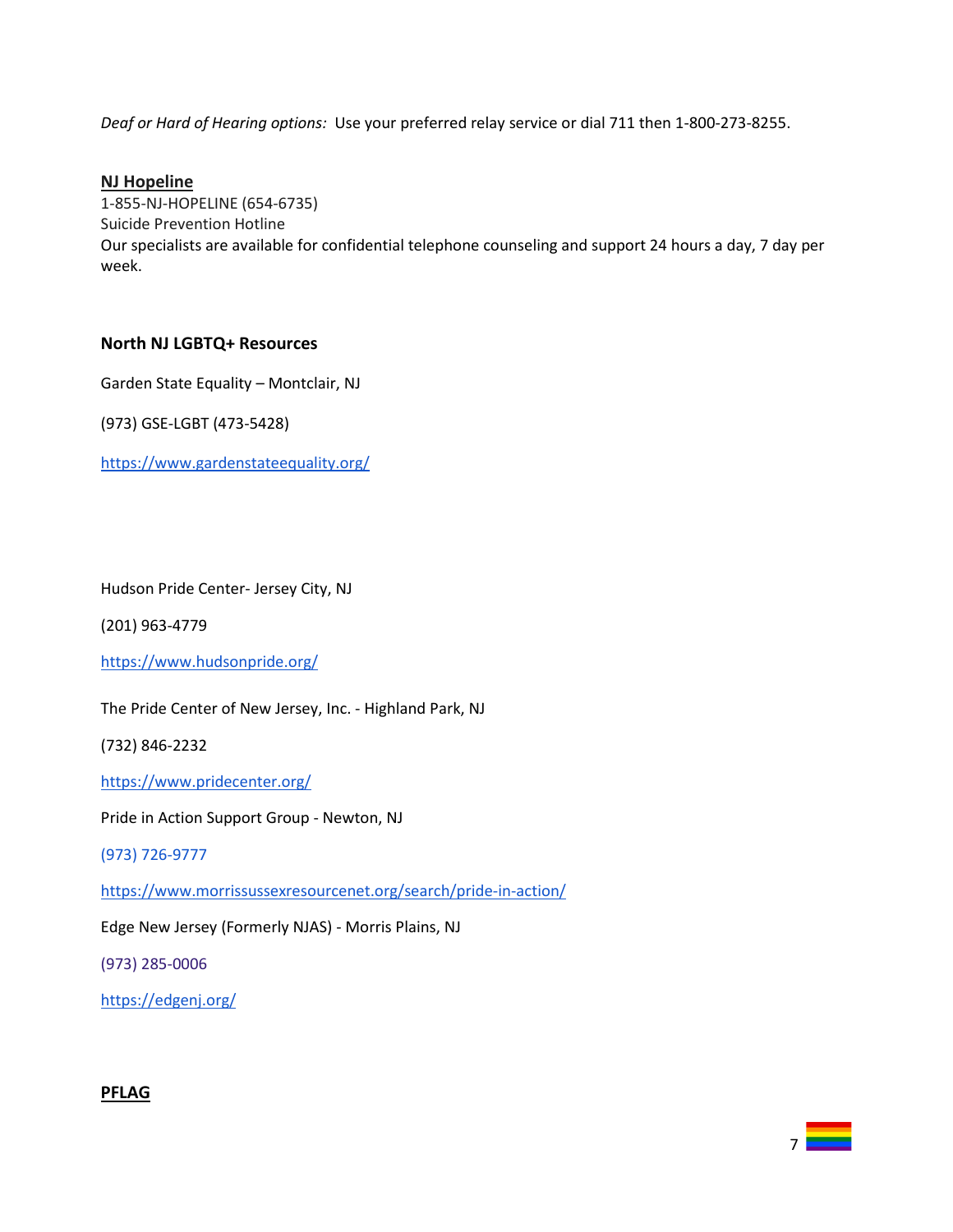*Deaf or Hard of Hearing options:* Use your preferred relay service or dial 711 then 1-800-273-8255.

**NJ Hopeline**

1-855-NJ-HOPELINE (654-6735)

Suicide Prevention Hotline

Our specialists are available for confidential telephone counseling and support 24 hours a day, 7 day per week.

**North NJ LGBTQ+ Resources**

Garden State Equality – Montclair, NJ

(973) GSE-LGBT (473-5428)

https://www.gardenstateequality.org/

Hudson Pride Center- Jersey City, NJ

(201) 963-4779

https://www.hudsonpride.org/

The Pride Center of New Jersey, Inc. - Highland Park, NJ

(732) 846-2232

https://www.pridecenter.org/

Pride in Action Support Group - Newton, NJ

(973) 726-9777

https://www.morrissussexresourcenet.org/search/pride-in-action/

Edge New Jersey (Formerly NJAS) - Morris Plains, NJ

(973) 285-0006

https://edgenj.org/

**PFLAG**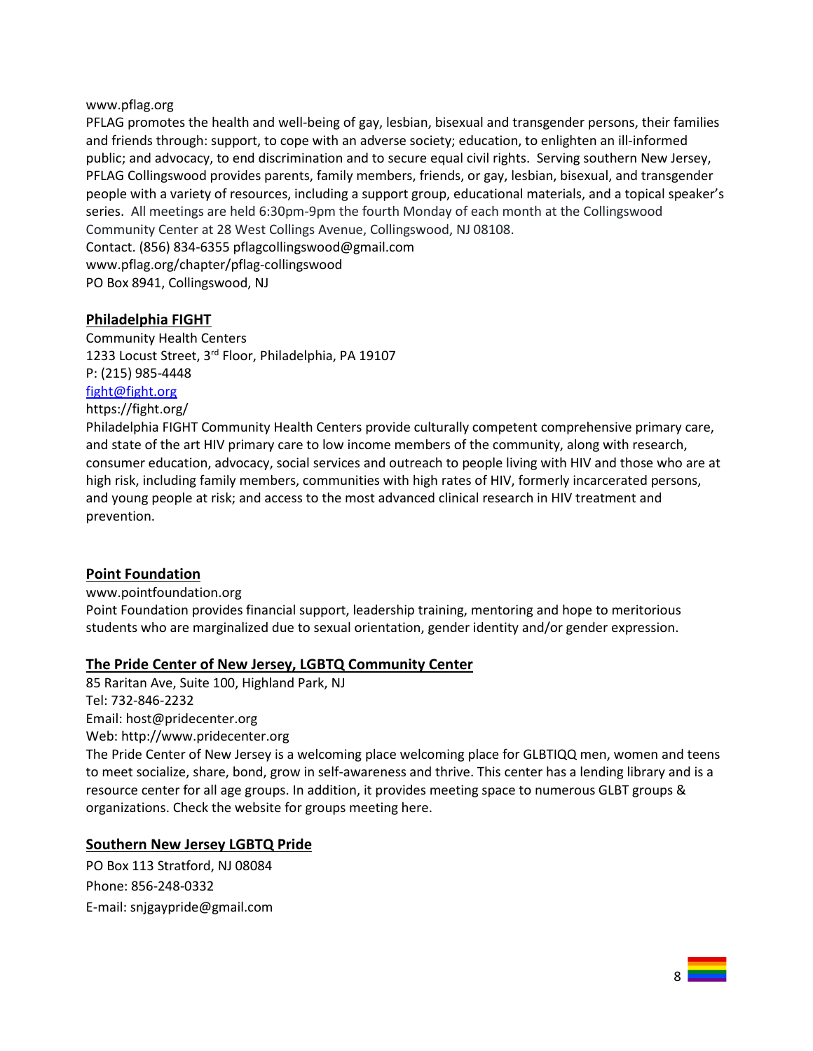www.pflag.org

PFLAG promotes the health and well-being of gay, lesbian, bisexual and transgender persons, their families and friends through: support, to cope with an adverse society; education, to enlighten an ill-informed public; and advocacy, to end discrimination and to secure equal civil rights. Serving southern New Jersey, PFLAG Collingswood provides parents, family members, friends, or gay, lesbian, bisexual, and transgender people with a variety of resources, including a support group, educational materials, and a topical speaker's series. All meetings are held 6:30pm-9pm the fourth Monday of each month at the Collingswood Community Center at 28 West Collings Avenue, Collingswood, NJ 08108.

Contact. (856) 834-6355 pflagcollingswood@gmail.com
www.pflag.org/chapter/pflag-collingswood
PO Box 8941, Collingswood, NJ

## Philadelphia FIGHT

Community Health Centers
1233 Locust Street, 3rd Floor, Philadelphia, PA 19107
P: (215) 985-4448
fight@fight.org
https://fight.org/

Philadelphia FIGHT Community Health Centers provide culturally competent comprehensive primary care, and state of the art HIV primary care to low income members of the community, along with research, consumer education, advocacy, social services and outreach to people living with HIV and those who are at high risk, including family members, communities with high rates of HIV, formerly incarcerated persons, and young people at risk; and access to the most advanced clinical research in HIV treatment and prevention.

## Point Foundation

www.pointfoundation.org

Point Foundation provides financial support, leadership training, mentoring and hope to meritorious students who are marginalized due to sexual orientation, gender identity and/or gender expression.

## The Pride Center of New Jersey, LGBTQ Community Center

85 Raritan Ave, Suite 100, Highland Park, NJ
Tel: 732-846-2232
Email: host@pridecenter.org
Web: http://www.pridecenter.org

The Pride Center of New Jersey is a welcoming place welcoming place for GLBTIQQ men, women and teens to meet socialize, share, bond, grow in self-awareness and thrive. This center has a lending library and is a resource center for all age groups. In addition, it provides meeting space to numerous GLBT groups & organizations. Check the website for groups meeting here.

## Southern New Jersey LGBTQ Pride

PO Box 113 Stratford, NJ 08084
Phone: 856-248-0332
E-mail: snjgaypride@gmail.com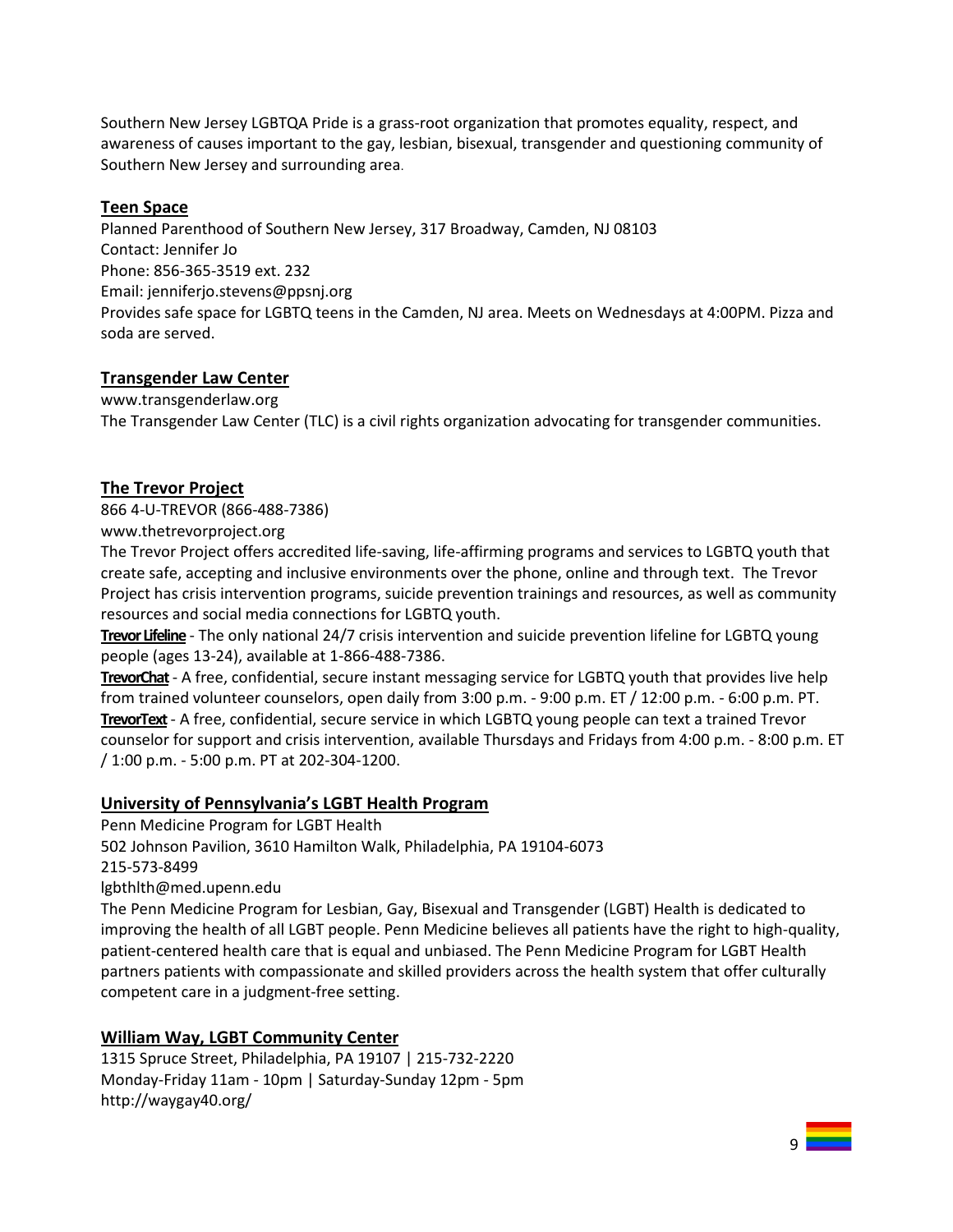Southern New Jersey LGBTQA Pride is a grass-root organization that promotes equality, respect, and awareness of causes important to the gay, lesbian, bisexual, transgender and questioning community of Southern New Jersey and surrounding area.

## Teen Space

Planned Parenthood of Southern New Jersey, 317 Broadway, Camden, NJ 08103
Contact: Jennifer Jo
Phone: 856-365-3519 ext. 232
Email: jenniferjo.stevens@ppsnj.org
Provides safe space for LGBTQ teens in the Camden, NJ area. Meets on Wednesdays at 4:00PM. Pizza and soda are served.

## Transgender Law Center

www.transgenderlaw.org
The Transgender Law Center (TLC) is a civil rights organization advocating for transgender communities.

## The Trevor Project

866 4-U-TREVOR (866-488-7386)
www.thetrevorproject.org
The Trevor Project offers accredited life-saving, life-affirming programs and services to LGBTQ youth that create safe, accepting and inclusive environments over the phone, online and through text. The Trevor Project has crisis intervention programs, suicide prevention trainings and resources, as well as community resources and social media connections for LGBTQ youth.

**Trevor Lifeline** - The only national 24/7 crisis intervention and suicide prevention lifeline for LGBTQ young people (ages 13-24), available at 1-866-488-7386.
**TrevorChat** - A free, confidential, secure instant messaging service for LGBTQ youth that provides live help from trained volunteer counselors, open daily from 3:00 p.m. - 9:00 p.m. ET / 12:00 p.m. - 6:00 p.m. PT.
**TrevorText** - A free, confidential, secure service in which LGBTQ young people can text a trained Trevor counselor for support and crisis intervention, available Thursdays and Fridays from 4:00 p.m. - 8:00 p.m. ET / 1:00 p.m. - 5:00 p.m. PT at 202-304-1200.

## University of Pennsylvania's LGBT Health Program

Penn Medicine Program for LGBT Health
502 Johnson Pavilion, 3610 Hamilton Walk, Philadelphia, PA 19104-6073
215-573-8499
lgbthlth@med.upenn.edu
The Penn Medicine Program for Lesbian, Gay, Bisexual and Transgender (LGBT) Health is dedicated to improving the health of all LGBT people. Penn Medicine believes all patients have the right to high-quality, patient-centered health care that is equal and unbiased. The Penn Medicine Program for LGBT Health partners patients with compassionate and skilled providers across the health system that offer culturally competent care in a judgment-free setting.

## William Way, LGBT Community Center

1315 Spruce Street, Philadelphia, PA 19107 | 215-732-2220
Monday-Friday 11am - 10pm | Saturday-Sunday 12pm - 5pm
http://waygay40.org/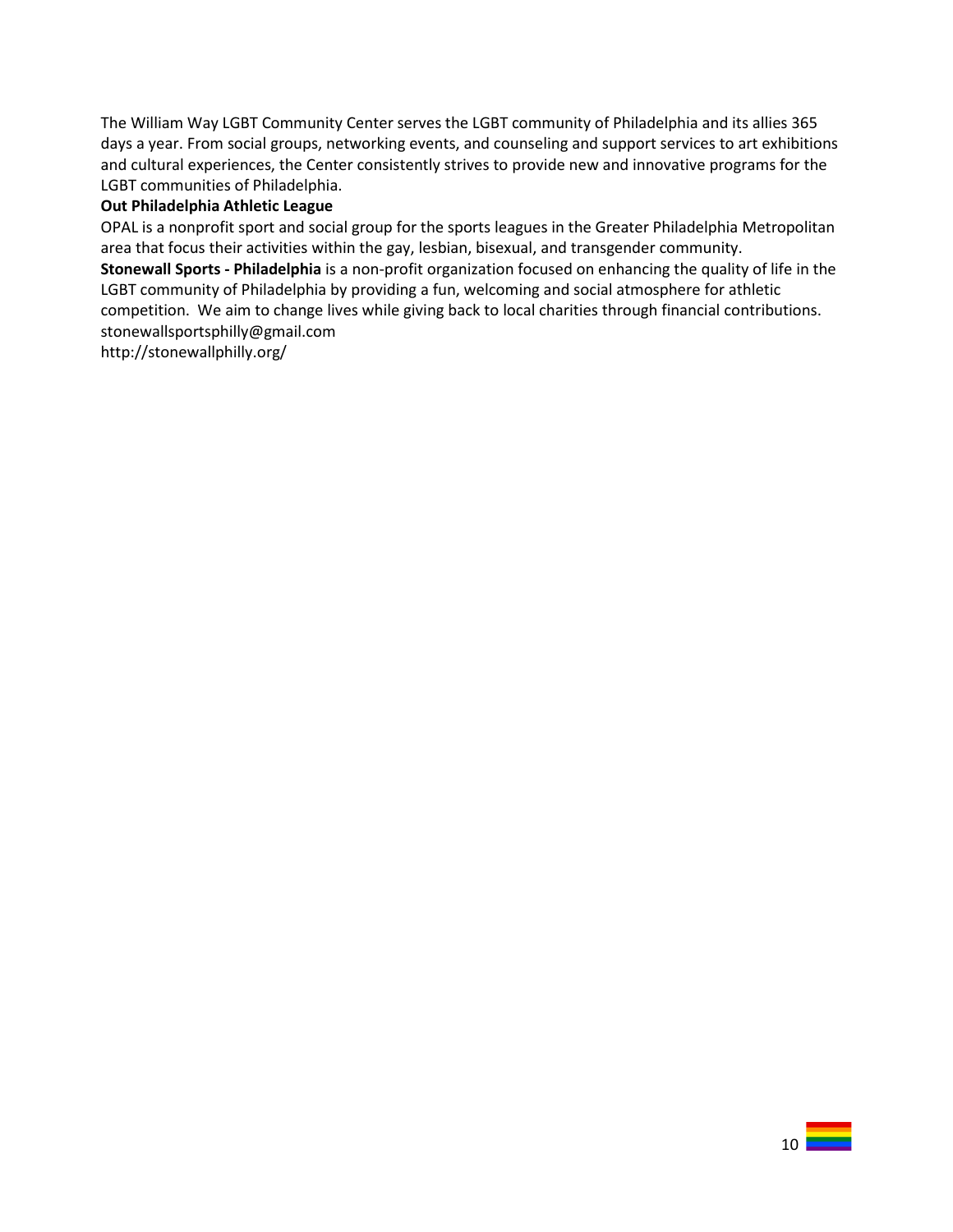The William Way LGBT Community Center serves the LGBT community of Philadelphia and its allies 365 days a year. From social groups, networking events, and counseling and support services to art exhibitions and cultural experiences, the Center consistently strives to provide new and innovative programs for the LGBT communities of Philadelphia.

**Out Philadelphia Athletic League**

OPAL is a nonprofit sport and social group for the sports leagues in the Greater Philadelphia Metropolitan area that focus their activities within the gay, lesbian, bisexual, and transgender community.

**Stonewall Sports - Philadelphia** is a non-profit organization focused on enhancing the quality of life in the LGBT community of Philadelphia by providing a fun, welcoming and social atmosphere for athletic competition. We aim to change lives while giving back to local charities through financial contributions.
stonewallsportsphilly@gmail.com
http://stonewallphilly.org/